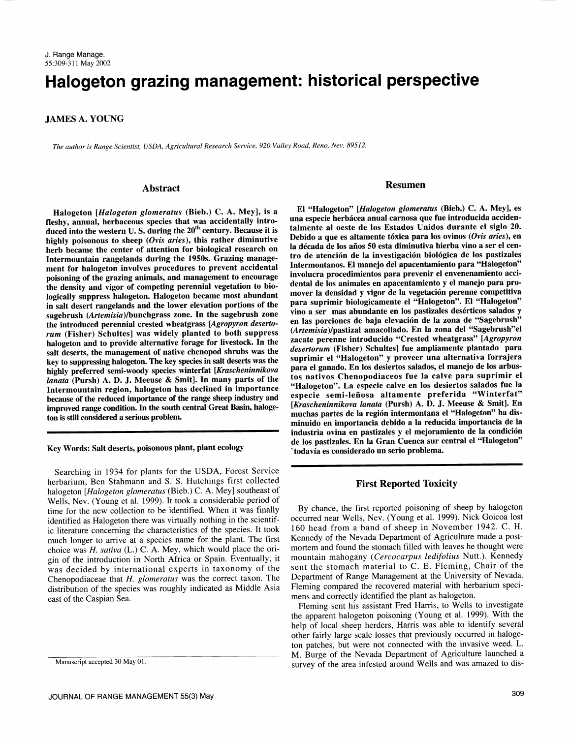# Halogeton grazing management: historical perspective

**JAMES A. YOUNG**

*The author is Range Scientist, USDA, Agricultural Research Service, 920 Valley Road, Reno, Nev. 89512.*

## Abstract

**Halogeton [*Halogeton glomeratus* (Bieb.) C. A. Mey], is a fleshy, annual, herbaceous species that was accidentally introduced into the western U. S. during the 20th century. Because it is highly poisonous to sheep (*Ovis aries*), this rather diminutive herb became the center of attention for biological research on Intermountain rangelands during the 1950s. Grazing management for halogeton involves procedures to prevent accidental poisoning of the grazing animals, and management to encourage the density and vigor of competing perennial vegetation to biologically suppress halogeton. Halogeton became most abundant in salt desert rangelands and the lower elevation portions of the sagebrush (*Artemisia*)/bunchgrass zone. In the sagebrush zone the introduced perennial crested wheatgrass [*Agropyron desertorum* (Fisher) Schultes] was widely planted to both suppress halogeton and to provide alternative forage for livestock. In the salt deserts, the management of native chenopod shrubs was the key to suppressing halogeton. The key species in salt deserts was the highly preferred semi-woody species winterfat [*Krascheninnikova lanata* (Pursh) A. D. J. Meeuse & Smit]. In many parts of the Intermountain region, halogeton has declined in importance because of the reduced importance of the range sheep industry and improved range condition. In the south central Great Basin, halogeton is still considered a serious problem.**

## Resumen

**El "Halogeton" [*Halogeton glomeratus* (Bieb.) C. A. Mey], es una especie herbácea anual carnosa que fue introducida accidentalmente al oeste de los Estados Unidos durante el siglo 20. Debido a que es altamente tóxica para los ovinos (*Ovis aries*), en la década de los años 50 esta diminutiva hierba vino a ser el centro de atención de la investigación biológica de los pastizales Intermontanos. El manejo del apacentamiento para "Halogeton" involucra procedimientos para prevenir el envenenamiento accidental de los animales en apacentamiento y el manejo para promover la densidad y vigor de la vegetación perenne competitiva para suprimir biologicamente el "Halogeton". El "Halogeton" vino a ser mas abundante en los pastizales desérticos salados y en las porciones de baja elevación de la zona de "Sagebrush" (*Artemisia*)/pastizal amacollado. En la zona del "Sagebrush" el zacate perenne introducido "Crested wheatgrass" [*Agropyron desertorum* (Fisher) Schultes] fue ampliamente plantado para suprimir el "Halogeton" y proveer una alternativa forrajera para el ganado. En los desiertos salados, el manejo de los arbustos nativos Chenopodiaceos fue la calve para suprimir el "Halogeton". La especie calve en los desiertos salados fue la especie semi-leñosa altamente preferida "Winterfat" [*Kraschenninnikova lanata* (Pursh) A. D. J. Meeuse & Smit]. En muchas partes de la región intermontana el "Halogeton" ha disminuido en importancia debido a la reducida importancia de la industria ovina en pastizales y el mejoramiento de la condición de los pastizales. En la Gran Cuenca sur central el "Halogeton" `todavía es considerado un serio problema.**

**Key Words: Salt deserts, poisonous plant, plant ecology**

Searching in 1934 for plants for the USDA, Forest Service herbarium, Ben Stahmann and S. S. Hutchings first collected halogeton [*Halogeton glomeratus* (Bieb.) C. A. Mey] southeast of Wells, Nev. (Young et al. 1999). It took a considerable period of time for the new collection to be identified. When it was finally identified as Halogeton there was virtually nothing in the scientific literature concerning the characteristics of the species. It took much longer to arrive at a species name for the plant. The first choice was *H. sativa* (L.) C. A. Mey, which would place the origin of the introduction in North Africa or Spain. Eventually, it was decided by international experts in taxonomy of the Chenopodiaceae that *H. glomeratus* was the correct taxon. The distribution of the species was roughly indicated as Middle Asia east of the Caspian Sea.

## First Reported Toxicity

By chance, the first reported poisoning of sheep by halogeton occurred near Wells, Nev. (Young et al. 1999). Nick Goicoa lost 160 head from a band of sheep in November 1942. C. H. Kennedy of the Nevada Department of Agriculture made a postmortem and found the stomach filled with leaves he thought were mountain mahogany (*Cercocarpus ledifolius* Nutt.). Kennedy sent the stomach material to C. E. Fleming, Chair of the Department of Range Management at the University of Nevada. Fleming compared the recovered material with herbarium specimens and correctly identified the plant as halogeton.

Fleming sent his assistant Fred Harris, to Wells to investigate the apparent halogeton poisoning (Young et al. 1999). With the help of local sheep herders, Harris was able to identify several other fairly large scale losses that previously occurred in halogeton patches, but were not connected with the invasive weed. L. M. Burge of the Nevada Department of Agriculture launched a survey of the area infested around Wells and was amazed to dis-

Manuscript accepted 30 May 01.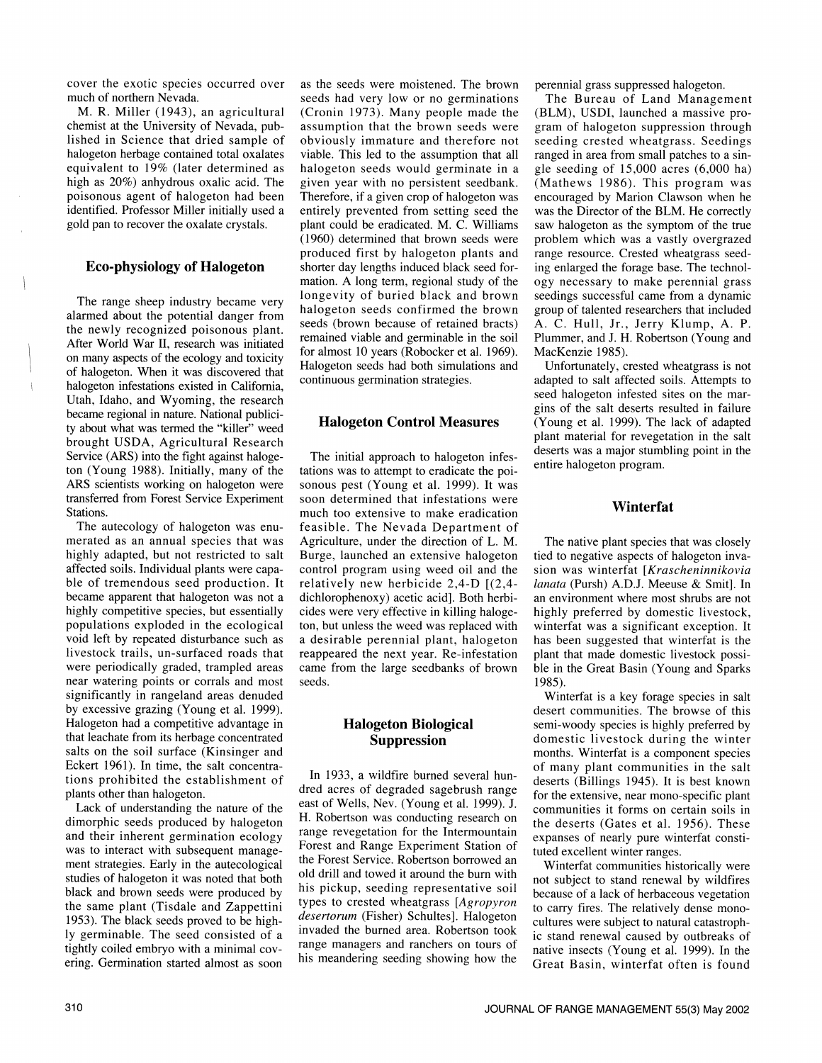cover the exotic species occurred over much of northern Nevada.

M. R. Miller (1943), an agricultural chemist at the University of Nevada, published in Science that dried sample of halogeton herbage contained total oxalates equivalent to 19% (later determined as high as 20%) anhydrous oxalic acid. The poisonous agent of halogeton had been identified. Professor Miller initially used a gold pan to recover the oxalate crystals.

## Eco-physiology of Halogeton

The range sheep industry became very alarmed about the potential danger from the newly recognized poisonous plant. After World War II, research was initiated on many aspects of the ecology and toxicity of halogeton. When it was discovered that halogeton infestations existed in California, Utah, Idaho, and Wyoming, the research became regional in nature. National publicity about what was termed the "killer" weed brought USDA, Agricultural Research Service (ARS) into the fight against halogeton (Young 1988). Initially, many of the ARS scientists working on halogeton were transferred from Forest Service Experiment Stations.

The autecology of halogeton was enumerated as an annual species that was highly adapted, but not restricted to salt affected soils. Individual plants were capable of tremendous seed production. It became apparent that halogeton was not a highly competitive species, but essentially populations exploded in the ecological void left by repeated disturbance such as livestock trails, un-surfaced roads that were periodically graded, trampled areas near watering points or corrals and most significantly in rangeland areas denuded by excessive grazing (Young et al. 1999). Halogeton had a competitive advantage in that leachate from its herbage concentrated salts on the soil surface (Kinsinger and Eckert 1961). In time, the salt concentrations prohibited the establishment of plants other than halogeton.

Lack of understanding the nature of the dimorphic seeds produced by halogeton and their inherent germination ecology was to interact with subsequent management strategies. Early in the autecological studies of halogeton it was noted that both black and brown seeds were produced by the same plant (Tisdale and Zappettini 1953). The black seeds proved to be highly germinable. The seed consisted of a tightly coiled embryo with a minimal covering. Germination started almost as soon as the seeds were moistened. The brown seeds had very low or no germinations (Cronin 1973). Many people made the assumption that the brown seeds were obviously immature and therefore not viable. This led to the assumption that all halogeton seeds would germinate in a given year with no persistent seedbank. Therefore, if a given crop of halogeton was entirely prevented from setting seed the plant could be eradicated. M. C. Williams (1960) determined that brown seeds were produced first by halogeton plants and shorter day lengths induced black seed formation. A long term, regional study of the longevity of buried black and brown halogeton seeds confirmed the brown seeds (brown because of retained bracts) remained viable and germinable in the soil for almost 10 years (Robocker et al. 1969). Halogeton seeds had both simulations and continuous germination strategies.

## Halogeton Control Measures

The initial approach to halogeton infestations was to attempt to eradicate the poisonous pest (Young et al. 1999). It was soon determined that infestations were much too extensive to make eradication feasible. The Nevada Department of Agriculture, under the direction of L. M. Burge, launched an extensive halogeton control program using weed oil and the relatively new herbicide 2,4-D [(2,4-dichlorophenoxy) acetic acid]. Both herbicides were very effective in killing halogeton, but unless the weed was replaced with a desirable perennial plant, halogeton reappeared the next year. Re-infestation came from the large seedbanks of brown seeds.

## Halogeton Biological Suppression

In 1933, a wildfire burned several hundred acres of degraded sagebrush range east of Wells, Nev. (Young et al. 1999). J. H. Robertson was conducting research on range revegetation for the Intermountain Forest and Range Experiment Station of the Forest Service. Robertson borrowed an old drill and towed it around the burn with his pickup, seeding representative soil types to crested wheatgrass [*Agropyron desertorum* (Fisher) Schultes]. Halogeton invaded the burned area. Robertson took range managers and ranchers on tours of his meandering seeding showing how the perennial grass suppressed halogeton.

The Bureau of Land Management (BLM), USDI, launched a massive program of halogeton suppression through seeding crested wheatgrass. Seedings ranged in area from small patches to a single seeding of 15,000 acres (6,000 ha) (Mathews 1986). This program was encouraged by Marion Clawson when he was the Director of the BLM. He correctly saw halogeton as the symptom of the true problem which was a vastly overgrazed range resource. Crested wheatgrass seeding enlarged the forage base. The technology necessary to make perennial grass seedings successful came from a dynamic group of talented researchers that included A. C. Hull, Jr., Jerry Klump, A. P. Plummer, and J. H. Robertson (Young and MacKenzie 1985).

Unfortunately, crested wheatgrass is not adapted to salt affected soils. Attempts to seed halogeton infested sites on the margins of the salt deserts resulted in failure (Young et al. 1999). The lack of adapted plant material for revegetation in the salt deserts was a major stumbling point in the entire halogeton program.

## Winterfat

The native plant species that was closely tied to negative aspects of halogeton invasion was winterfat [*Krascheninnikovia lanata* (Pursh) A.D.J. Meeuse & Smit]. In an environment where most shrubs are not highly preferred by domestic livestock, winterfat was a significant exception. It has been suggested that winterfat is the plant that made domestic livestock possible in the Great Basin (Young and Sparks 1985).

Winterfat is a key forage species in salt desert communities. The browse of this semi-woody species is highly preferred by domestic livestock during the winter months. Winterfat is a component species of many plant communities in the salt deserts (Billings 1945). It is best known for the extensive, near mono-specific plant communities it forms on certain soils in the deserts (Gates et al. 1956). These expanses of nearly pure winterfat constituted excellent winter ranges.

Winterfat communities historically were not subject to stand renewal by wildfires because of a lack of herbaceous vegetation to carry fires. The relatively dense monocultures were subject to natural catastrophic stand renewal caused by outbreaks of native insects (Young et al. 1999). In the Great Basin, winterfat often is found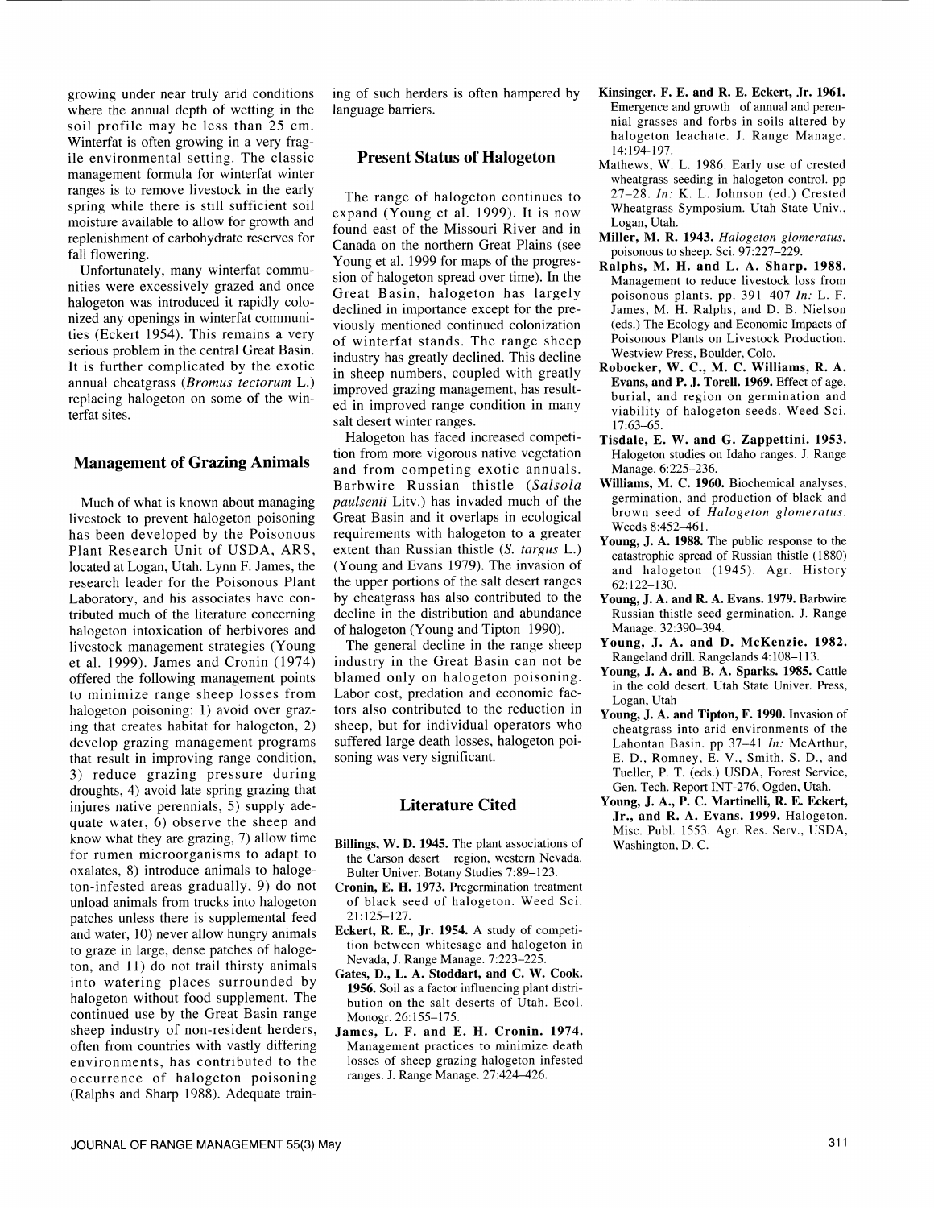growing under near truly arid conditions where the annual depth of wetting in the soil profile may be less than 25 cm. Winterfat is often growing in a very fragile environmental setting. The classic management formula for winterfat winter ranges is to remove livestock in the early spring while there is still sufficient soil moisture available to allow for growth and replenishment of carbohydrate reserves for fall flowering.

Unfortunately, many winterfat communities were excessively grazed and once halogeton was introduced it rapidly colonized any openings in winterfat communities (Eckert 1954). This remains a very serious problem in the central Great Basin. It is further complicated by the exotic annual cheatgrass (*Bromus tectorum* L.) replacing halogeton on some of the winterfat sites.

## Management of Grazing Animals

Much of what is known about managing livestock to prevent halogeton poisoning has been developed by the Poisonous Plant Research Unit of USDA, ARS, located at Logan, Utah. Lynn F. James, the research leader for the Poisonous Plant Laboratory, and his associates have contributed much of the literature concerning halogeton intoxication of herbivores and livestock management strategies (Young et al. 1999). James and Cronin (1974) offered the following management points to minimize range sheep losses from halogeton poisoning: 1) avoid over grazing that creates habitat for halogeton, 2) develop grazing management programs that result in improving range condition, 3) reduce grazing pressure during droughts, 4) avoid late spring grazing that injures native perennials, 5) supply adequate water, 6) observe the sheep and know what they are grazing, 7) allow time for rumen microorganisms to adapt to oxalates, 8) introduce animals to halogeton-infested areas gradually, 9) do not unload animals from trucks into halogeton patches unless there is supplemental feed and water, 10) never allow hungry animals to graze in large, dense patches of halogeton, and 11) do not trail thirsty animals into watering places surrounded by halogeton without food supplement. The continued use by the Great Basin range sheep industry of non-resident herders, often from countries with vastly differing environments, has contributed to the occurrence of halogeton poisoning (Ralphs and Sharp 1988). Adequate training of such herders is often hampered by language barriers.

## Present Status of Halogeton

The range of halogeton continues to expand (Young et al. 1999). It is now found east of the Missouri River and in Canada on the northern Great Plains (see Young et al. 1999 for maps of the progression of halogeton spread over time). In the Great Basin, halogeton has largely declined in importance except for the previously mentioned continued colonization of winterfat stands. The range sheep industry has greatly declined. This decline in sheep numbers, coupled with greatly improved grazing management, has resulted in improved range condition in many salt desert winter ranges.

Halogeton has faced increased competition from more vigorous native vegetation and from competing exotic annuals. Barbwire Russian thistle (*Salsola paulsenii* Litv.) has invaded much of the Great Basin and it overlaps in ecological requirements with halogeton to a greater extent than Russian thistle (*S. targus* L.) (Young and Evans 1979). The invasion of the upper portions of the salt desert ranges by cheatgrass has also contributed to the decline in the distribution and abundance of halogeton (Young and Tipton 1990).

The general decline in the range sheep industry in the Great Basin can not be blamed only on halogeton poisoning. Labor cost, predation and economic factors also contributed to the reduction in sheep, but for individual operators who suffered large death losses, halogeton poisoning was very significant.

## Literature Cited

**Billings, W. D. 1945.** The plant associations of the Carson desert region, western Nevada. Bulter Univer. Botany Studies 7:89–123.

**Cronin, E. H. 1973.** Pregermination treatment of black seed of halogeton. Weed Sci. 21:125–127.

**Eckert, R. E., Jr. 1954.** A study of competition between whitesage and halogeton in Nevada, J. Range Manage. 7:223–225.

**Gates, D., L. A. Stoddart, and C. W. Cook. 1956.** Soil as a factor influencing plant distribution on the salt deserts of Utah. Ecol. Monogr. 26:155–175.

**James, L. F. and E. H. Cronin. 1974.** Management practices to minimize death losses of sheep grazing halogeton infested ranges. J. Range Manage. 27:424–426.

**Kinsinger. F. E. and R. E. Eckert, Jr. 1961.** Emergence and growth of annual and perennial grasses and forbs in soils altered by halogeton leachate. J. Range Manage. 14:194-197.

Mathews, W. L. 1986. Early use of crested wheatgrass seeding in halogeton control. pp 27–28. *In:* K. L. Johnson (ed.) Crested Wheatgrass Symposium. Utah State Univ., Logan, Utah.

**Miller, M. R. 1943.** *Halogeton glomeratus,* poisonous to sheep. Sci. 97:227–229.

**Ralphs, M. H. and L. A. Sharp. 1988.** Management to reduce livestock loss from poisonous plants. pp. 391–407 *In:* L. F. James, M. H. Ralphs, and D. B. Nielson (eds.) The Ecology and Economic Impacts of Poisonous Plants on Livestock Production. Westview Press, Boulder, Colo.

**Robocker, W. C., M. C. Williams, R. A. Evans, and P. J. Torell. 1969.** Effect of age, burial, and region on germination and viability of halogeton seeds. Weed Sci. 17:63–65.

**Tisdale, E. W. and G. Zappettini. 1953.** Halogeton studies on Idaho ranges. J. Range Manage. 6:225–236.

**Williams, M. C. 1960.** Biochemical analyses, germination, and production of black and brown seed of *Halogeton glomeratus.* Weeds 8:452–461.

**Young, J. A. 1988.** The public response to the catastrophic spread of Russian thistle (1880) and halogeton (1945). Agr. History 62:122–130.

**Young, J. A. and R. A. Evans. 1979.** Barbwire Russian thistle seed germination. J. Range Manage. 32:390–394.

**Young, J. A. and D. McKenzie. 1982.** Rangeland drill. Rangelands 4:108–113.

**Young, J. A. and B. A. Sparks. 1985.** Cattle in the cold desert. Utah State Univer. Press, Logan, Utah

**Young, J. A. and Tipton, F. 1990.** Invasion of cheatgrass into arid environments of the Lahontan Basin. pp 37–41 *In:* McArthur, E. D., Romney, E. V., Smith, S. D., and Tueller, P. T. (eds.) USDA, Forest Service, Gen. Tech. Report INT-276, Ogden, Utah.

**Young, J. A., P. C. Martinelli, R. E. Eckert, Jr., and R. A. Evans. 1999.** Halogeton. Misc. Publ. 1553. Agr. Res. Serv., USDA, Washington, D. C.